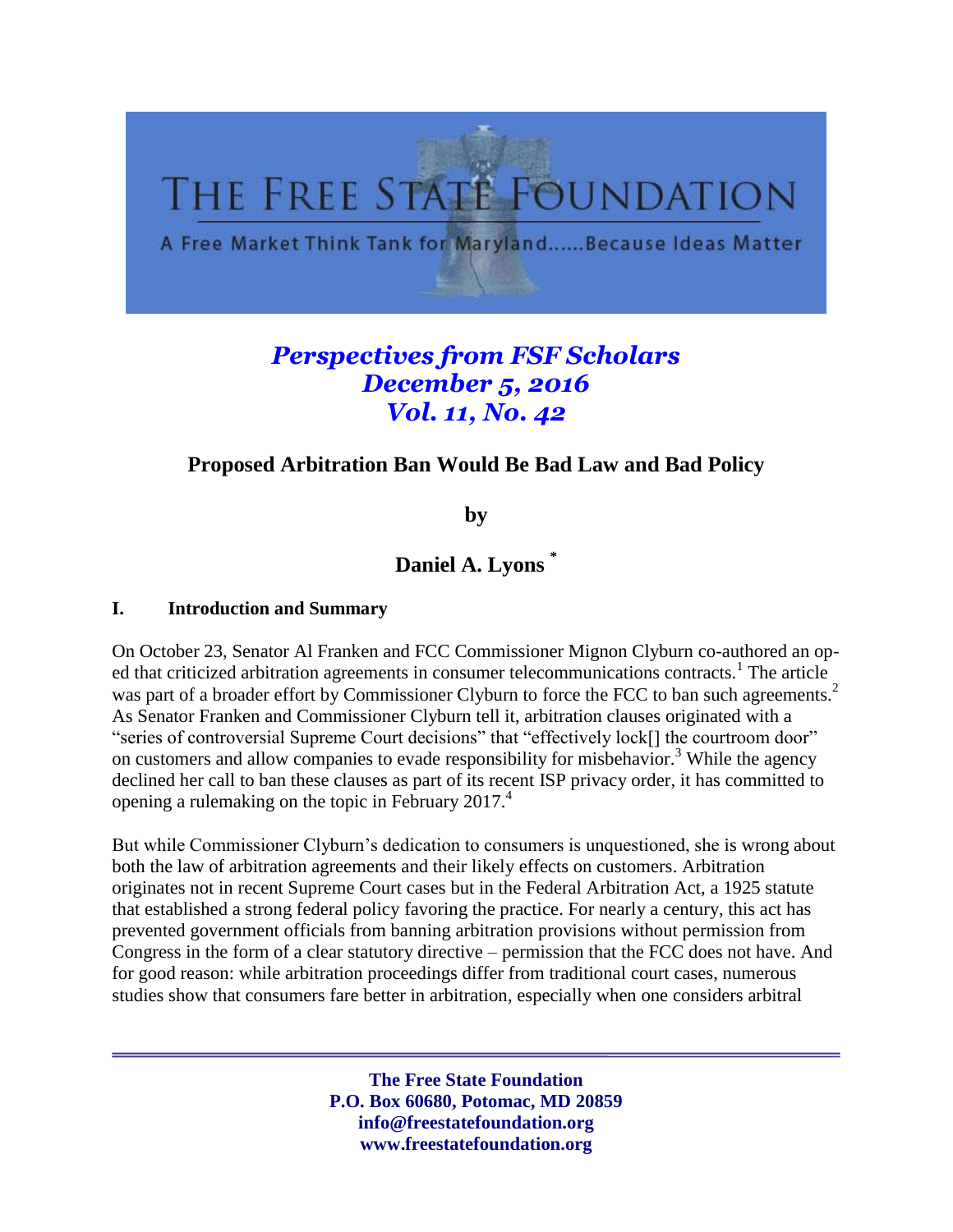# THE FREE STATE FOUNDATION

A Free Market Think Tank for Maryland......Because Ideas Matter

*Perspectives from FSF Scholars*
*December 5, 2016*
*Vol. 11, No. 42*

## Proposed Arbitration Ban Would Be Bad Law and Bad Policy

**by**

**Daniel A. Lyons [*]**

### I. Introduction and Summary

On October 23, Senator Al Franken and FCC Commissioner Mignon Clyburn co-authored an op-ed that criticized arbitration agreements in consumer telecommunications contracts.[1] The article was part of a broader effort by Commissioner Clyburn to force the FCC to ban such agreements.[2] As Senator Franken and Commissioner Clyburn tell it, arbitration clauses originated with a "series of controversial Supreme Court decisions" that "effectively lock[] the courtroom door" on customers and allow companies to evade responsibility for misbehavior.[3] While the agency declined her call to ban these clauses as part of its recent ISP privacy order, it has committed to opening a rulemaking on the topic in February 2017.[4]

But while Commissioner Clyburn's dedication to consumers is unquestioned, she is wrong about both the law of arbitration agreements and their likely effects on customers. Arbitration originates not in recent Supreme Court cases but in the Federal Arbitration Act, a 1925 statute that established a strong federal policy favoring the practice. For nearly a century, this act has prevented government officials from banning arbitration provisions without permission from Congress in the form of a clear statutory directive – permission that the FCC does not have. And for good reason: while arbitration proceedings differ from traditional court cases, numerous studies show that consumers fare better in arbitration, especially when one considers arbitral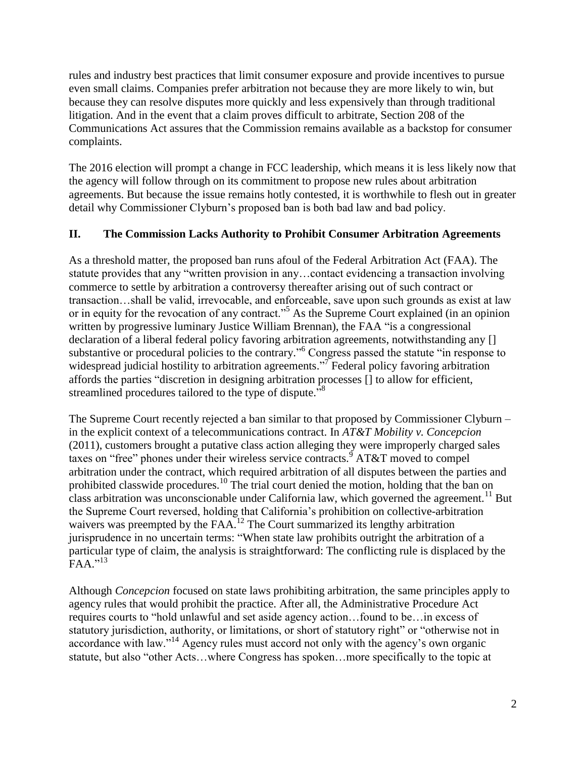rules and industry best practices that limit consumer exposure and provide incentives to pursue even small claims. Companies prefer arbitration not because they are more likely to win, but because they can resolve disputes more quickly and less expensively than through traditional litigation. And in the event that a claim proves difficult to arbitrate, Section 208 of the Communications Act assures that the Commission remains available as a backstop for consumer complaints.

The 2016 election will prompt a change in FCC leadership, which means it is less likely now that the agency will follow through on its commitment to propose new rules about arbitration agreements. But because the issue remains hotly contested, it is worthwhile to flesh out in greater detail why Commissioner Clyburn's proposed ban is both bad law and bad policy.

## II. The Commission Lacks Authority to Prohibit Consumer Arbitration Agreements

As a threshold matter, the proposed ban runs afoul of the Federal Arbitration Act (FAA). The statute provides that any "written provision in any…contact evidencing a transaction involving commerce to settle by arbitration a controversy thereafter arising out of such contract or transaction…shall be valid, irrevocable, and enforceable, save upon such grounds as exist at law or in equity for the revocation of any contract."[5] As the Supreme Court explained (in an opinion written by progressive luminary Justice William Brennan), the FAA "is a congressional declaration of a liberal federal policy favoring arbitration agreements, notwithstanding any [] substantive or procedural policies to the contrary."[6] Congress passed the statute "in response to widespread judicial hostility to arbitration agreements."[7] Federal policy favoring arbitration affords the parties "discretion in designing arbitration processes [] to allow for efficient, streamlined procedures tailored to the type of dispute."[8]

The Supreme Court recently rejected a ban similar to that proposed by Commissioner Clyburn – in the explicit context of a telecommunications contract. In *AT&T Mobility v. Concepcion* (2011), customers brought a putative class action alleging they were improperly charged sales taxes on "free" phones under their wireless service contracts.[9] AT&T moved to compel arbitration under the contract, which required arbitration of all disputes between the parties and prohibited classwide procedures.[10] The trial court denied the motion, holding that the ban on class arbitration was unconscionable under California law, which governed the agreement.[11] But the Supreme Court reversed, holding that California's prohibition on collective-arbitration waivers was preempted by the FAA.[12] The Court summarized its lengthy arbitration jurisprudence in no uncertain terms: "When state law prohibits outright the arbitration of a particular type of claim, the analysis is straightforward: The conflicting rule is displaced by the FAA."[13]

Although *Concepcion* focused on state laws prohibiting arbitration, the same principles apply to agency rules that would prohibit the practice. After all, the Administrative Procedure Act requires courts to "hold unlawful and set aside agency action…found to be…in excess of statutory jurisdiction, authority, or limitations, or short of statutory right" or "otherwise not in accordance with law."[14] Agency rules must accord not only with the agency's own organic statute, but also "other Acts…where Congress has spoken…more specifically to the topic at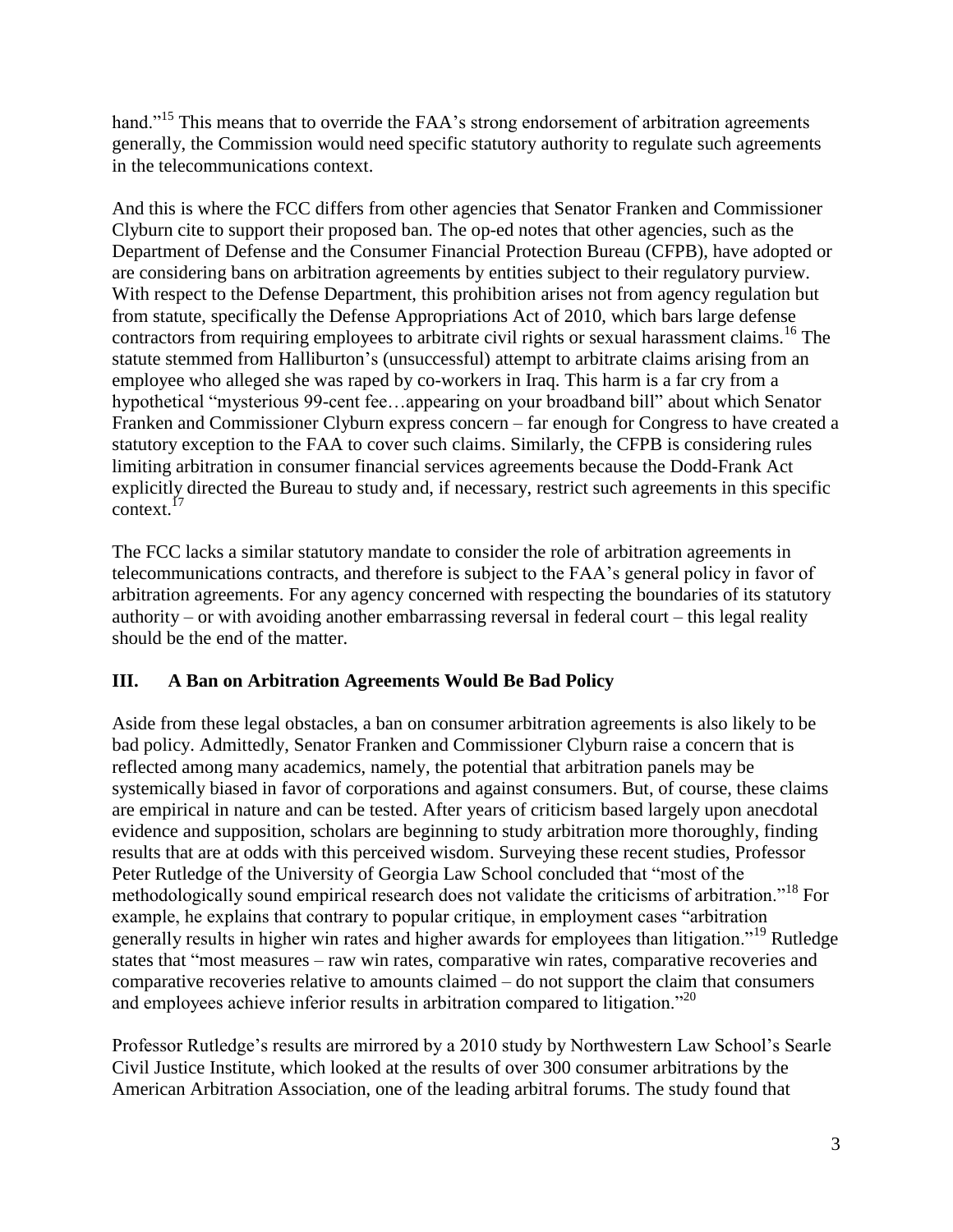hand."[15] This means that to override the FAA's strong endorsement of arbitration agreements generally, the Commission would need specific statutory authority to regulate such agreements in the telecommunications context.

And this is where the FCC differs from other agencies that Senator Franken and Commissioner Clyburn cite to support their proposed ban. The op-ed notes that other agencies, such as the Department of Defense and the Consumer Financial Protection Bureau (CFPB), have adopted or are considering bans on arbitration agreements by entities subject to their regulatory purview. With respect to the Defense Department, this prohibition arises not from agency regulation but from statute, specifically the Defense Appropriations Act of 2010, which bars large defense contractors from requiring employees to arbitrate civil rights or sexual harassment claims.[16] The statute stemmed from Halliburton's (unsuccessful) attempt to arbitrate claims arising from an employee who alleged she was raped by co-workers in Iraq. This harm is a far cry from a hypothetical "mysterious 99-cent fee…appearing on your broadband bill" about which Senator Franken and Commissioner Clyburn express concern – far enough for Congress to have created a statutory exception to the FAA to cover such claims. Similarly, the CFPB is considering rules limiting arbitration in consumer financial services agreements because the Dodd-Frank Act explicitly directed the Bureau to study and, if necessary, restrict such agreements in this specific context.[17]

The FCC lacks a similar statutory mandate to consider the role of arbitration agreements in telecommunications contracts, and therefore is subject to the FAA's general policy in favor of arbitration agreements. For any agency concerned with respecting the boundaries of its statutory authority – or with avoiding another embarrassing reversal in federal court – this legal reality should be the end of the matter.

## III. A Ban on Arbitration Agreements Would Be Bad Policy

Aside from these legal obstacles, a ban on consumer arbitration agreements is also likely to be bad policy. Admittedly, Senator Franken and Commissioner Clyburn raise a concern that is reflected among many academics, namely, the potential that arbitration panels may be systemically biased in favor of corporations and against consumers. But, of course, these claims are empirical in nature and can be tested. After years of criticism based largely upon anecdotal evidence and supposition, scholars are beginning to study arbitration more thoroughly, finding results that are at odds with this perceived wisdom. Surveying these recent studies, Professor Peter Rutledge of the University of Georgia Law School concluded that "most of the methodologically sound empirical research does not validate the criticisms of arbitration."[18] For example, he explains that contrary to popular critique, in employment cases "arbitration generally results in higher win rates and higher awards for employees than litigation."[19] Rutledge states that "most measures – raw win rates, comparative win rates, comparative recoveries and comparative recoveries relative to amounts claimed – do not support the claim that consumers and employees achieve inferior results in arbitration compared to litigation."[20]

Professor Rutledge's results are mirrored by a 2010 study by Northwestern Law School's Searle Civil Justice Institute, which looked at the results of over 300 consumer arbitrations by the American Arbitration Association, one of the leading arbitral forums. The study found that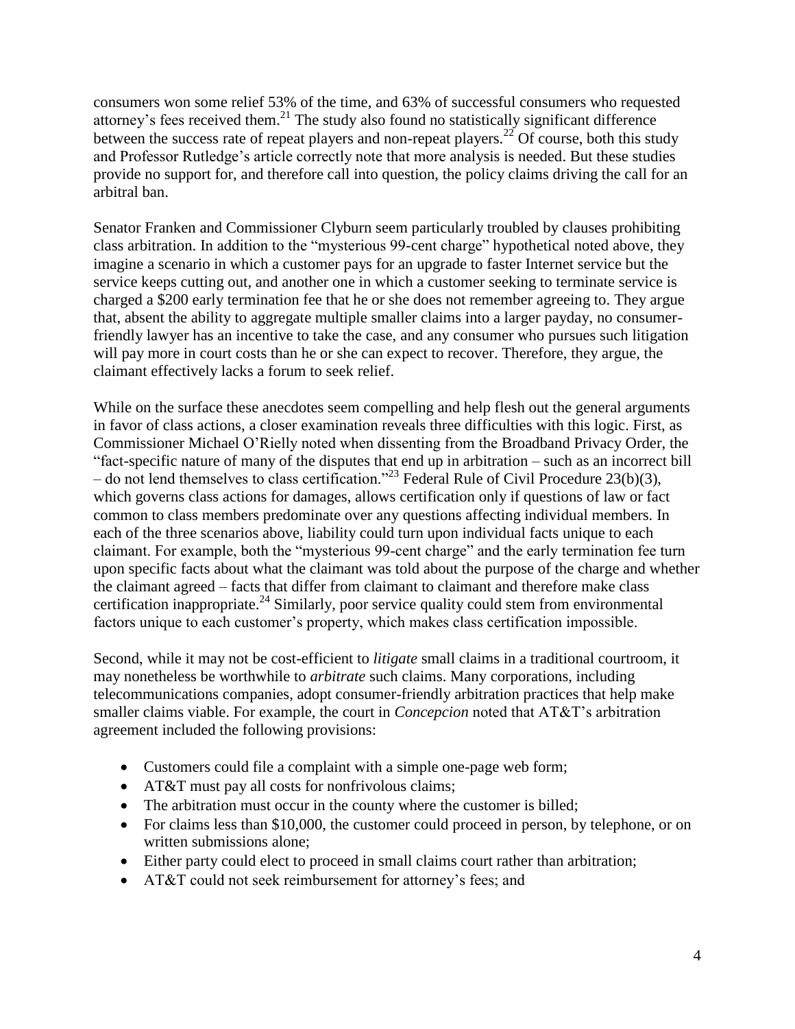consumers won some relief 53% of the time, and 63% of successful consumers who requested attorney's fees received them.[21] The study also found no statistically significant difference between the success rate of repeat players and non-repeat players.[22] Of course, both this study and Professor Rutledge's article correctly note that more analysis is needed. But these studies provide no support for, and therefore call into question, the policy claims driving the call for an arbitral ban.

Senator Franken and Commissioner Clyburn seem particularly troubled by clauses prohibiting class arbitration. In addition to the "mysterious 99-cent charge" hypothetical noted above, they imagine a scenario in which a customer pays for an upgrade to faster Internet service but the service keeps cutting out, and another one in which a customer seeking to terminate service is charged a $200 early termination fee that he or she does not remember agreeing to. They argue that, absent the ability to aggregate multiple smaller claims into a larger payday, no consumer-friendly lawyer has an incentive to take the case, and any consumer who pursues such litigation will pay more in court costs than he or she can expect to recover. Therefore, they argue, the claimant effectively lacks a forum to seek relief.

While on the surface these anecdotes seem compelling and help flesh out the general arguments in favor of class actions, a closer examination reveals three difficulties with this logic. First, as Commissioner Michael O'Rielly noted when dissenting from the Broadband Privacy Order, the "fact-specific nature of many of the disputes that end up in arbitration – such as an incorrect bill – do not lend themselves to class certification."[23] Federal Rule of Civil Procedure 23(b)(3), which governs class actions for damages, allows certification only if questions of law or fact common to class members predominate over any questions affecting individual members. In each of the three scenarios above, liability could turn upon individual facts unique to each claimant. For example, both the "mysterious 99-cent charge" and the early termination fee turn upon specific facts about what the claimant was told about the purpose of the charge and whether the claimant agreed – facts that differ from claimant to claimant and therefore make class certification inappropriate.[24] Similarly, poor service quality could stem from environmental factors unique to each customer's property, which makes class certification impossible.

Second, while it may not be cost-efficient to *litigate* small claims in a traditional courtroom, it may nonetheless be worthwhile to *arbitrate* such claims. Many corporations, including telecommunications companies, adopt consumer-friendly arbitration practices that help make smaller claims viable. For example, the court in *Concepcion* noted that AT&T's arbitration agreement included the following provisions:

- Customers could file a complaint with a simple one-page web form;
- AT&T must pay all costs for nonfrivolous claims;
- The arbitration must occur in the county where the customer is billed;
- For claims less than $10,000, the customer could proceed in person, by telephone, or on written submissions alone;
- Either party could elect to proceed in small claims court rather than arbitration;
- AT&T could not seek reimbursement for attorney's fees; and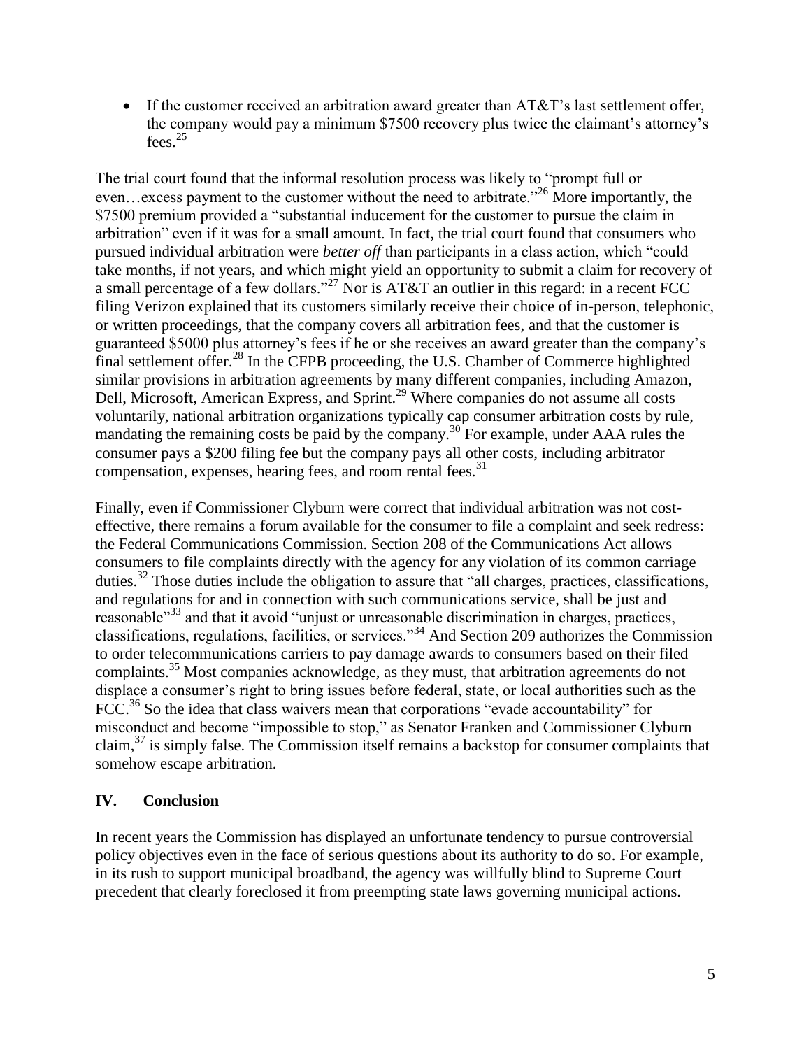- If the customer received an arbitration award greater than AT&T's last settlement offer, the company would pay a minimum $7500 recovery plus twice the claimant's attorney's fees.[25]

The trial court found that the informal resolution process was likely to "prompt full or even…excess payment to the customer without the need to arbitrate."[26] More importantly, the $7500 premium provided a "substantial inducement for the customer to pursue the claim in arbitration" even if it was for a small amount. In fact, the trial court found that consumers who pursued individual arbitration were *better off* than participants in a class action, which "could take months, if not years, and which might yield an opportunity to submit a claim for recovery of a small percentage of a few dollars."[27] Nor is AT&T an outlier in this regard: in a recent FCC filing Verizon explained that its customers similarly receive their choice of in-person, telephonic, or written proceedings, that the company covers all arbitration fees, and that the customer is guaranteed $5000 plus attorney's fees if he or she receives an award greater than the company's final settlement offer.[28] In the CFPB proceeding, the U.S. Chamber of Commerce highlighted similar provisions in arbitration agreements by many different companies, including Amazon, Dell, Microsoft, American Express, and Sprint.[29] Where companies do not assume all costs voluntarily, national arbitration organizations typically cap consumer arbitration costs by rule, mandating the remaining costs be paid by the company.[30] For example, under AAA rules the consumer pays a $200 filing fee but the company pays all other costs, including arbitrator compensation, expenses, hearing fees, and room rental fees.[31]

Finally, even if Commissioner Clyburn were correct that individual arbitration was not cost-effective, there remains a forum available for the consumer to file a complaint and seek redress: the Federal Communications Commission. Section 208 of the Communications Act allows consumers to file complaints directly with the agency for any violation of its common carriage duties.[32] Those duties include the obligation to assure that "all charges, practices, classifications, and regulations for and in connection with such communications service, shall be just and reasonable"[33] and that it avoid "unjust or unreasonable discrimination in charges, practices, classifications, regulations, facilities, or services."[34] And Section 209 authorizes the Commission to order telecommunications carriers to pay damage awards to consumers based on their filed complaints.[35] Most companies acknowledge, as they must, that arbitration agreements do not displace a consumer's right to bring issues before federal, state, or local authorities such as the FCC.[36] So the idea that class waivers mean that corporations "evade accountability" for misconduct and become "impossible to stop," as Senator Franken and Commissioner Clyburn claim,[37] is simply false. The Commission itself remains a backstop for consumer complaints that somehow escape arbitration.

## IV. Conclusion

In recent years the Commission has displayed an unfortunate tendency to pursue controversial policy objectives even in the face of serious questions about its authority to do so. For example, in its rush to support municipal broadband, the agency was willfully blind to Supreme Court precedent that clearly foreclosed it from preempting state laws governing municipal actions.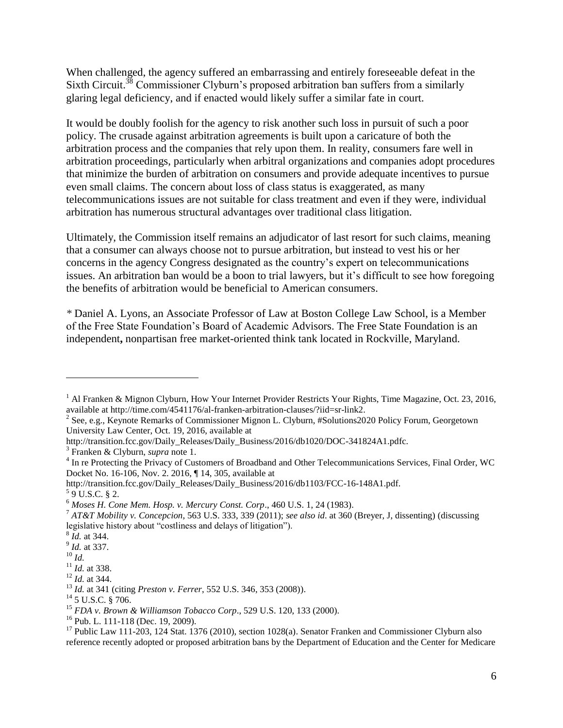When challenged, the agency suffered an embarrassing and entirely foreseeable defeat in the Sixth Circuit.[38] Commissioner Clyburn's proposed arbitration ban suffers from a similarly glaring legal deficiency, and if enacted would likely suffer a similar fate in court.

It would be doubly foolish for the agency to risk another such loss in pursuit of such a poor policy. The crusade against arbitration agreements is built upon a caricature of both the arbitration process and the companies that rely upon them. In reality, consumers fare well in arbitration proceedings, particularly when arbitral organizations and companies adopt procedures that minimize the burden of arbitration on consumers and provide adequate incentives to pursue even small claims. The concern about loss of class status is exaggerated, as many telecommunications issues are not suitable for class treatment and even if they were, individual arbitration has numerous structural advantages over traditional class litigation.

Ultimately, the Commission itself remains an adjudicator of last resort for such claims, meaning that a consumer can always choose not to pursue arbitration, but instead to vest his or her concerns in the agency Congress designated as the country's expert on telecommunications issues. An arbitration ban would be a boon to trial lawyers, but it's difficult to see how foregoing the benefits of arbitration would be beneficial to American consumers.

*\* Daniel A. Lyons, an Associate Professor of Law at Boston College Law School, is a Member of the Free State Foundation's Board of Academic Advisors. The Free State Foundation is an independent,* **,** *nonpartisan free market-oriented think tank located in Rockville, Maryland.*

---

[1] Al Franken & Mignon Clyburn, How Your Internet Provider Restricts Your Rights, Time Magazine, Oct. 23, 2016, available at http://time.com/4541176/al-franken-arbitration-clauses/?iid=sr-link2.

[2] See, e.g., Keynote Remarks of Commissioner Mignon L. Clyburn, #Solutions2020 Policy Forum, Georgetown University Law Center, Oct. 19, 2016, available at http://transition.fcc.gov/Daily_Releases/Daily_Business/2016/db1020/DOC-341824A1.pdfc.

[3] Franken & Clyburn, *supra* note 1.

[4] In re Protecting the Privacy of Customers of Broadband and Other Telecommunications Services, Final Order, WC Docket No. 16-106, Nov. 2. 2016, ¶ 14, 305, available at http://transition.fcc.gov/Daily_Releases/Daily_Business/2016/db1103/FCC-16-148A1.pdf.

[5] 9 U.S.C. § 2.

[6] *Moses H. Cone Mem. Hosp. v. Mercury Const. Corp*., 460 U.S. 1, 24 (1983).

[7] *AT&T Mobility v. Concepcion*, 563 U.S. 333, 339 (2011); *see also id*. at 360 (Breyer, J, dissenting) (discussing legislative history about "costliness and delays of litigation").

[8] *Id.* at 344.

[9] *Id.* at 337.

[10] *Id.*

[11] *Id.* at 338.

[12] *Id.* at 344.

[13] *Id.* at 341 (citing *Preston v. Ferrer*, 552 U.S. 346, 353 (2008)).

[14] 5 U.S.C. § 706.

[15] *FDA v. Brown & Williamson Tobacco Corp*., 529 U.S. 120, 133 (2000).

[16] Pub. L. 111-118 (Dec. 19, 2009).

[17] Public Law 111-203, 124 Stat. 1376 (2010), section 1028(a). Senator Franken and Commissioner Clyburn also reference recently adopted or proposed arbitration bans by the Department of Education and the Center for Medicare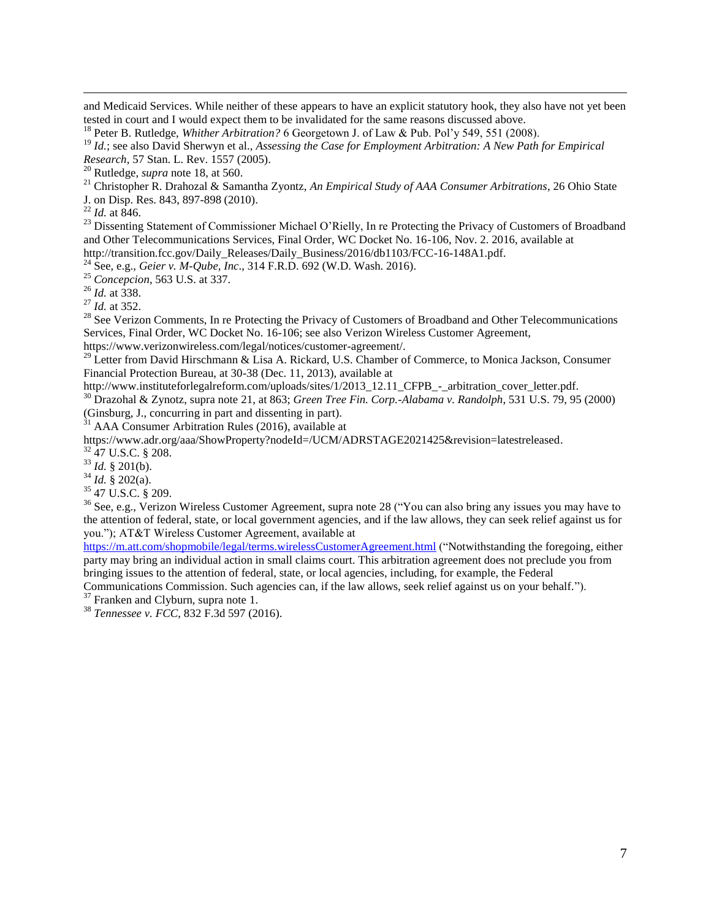and Medicaid Services. While neither of these appears to have an explicit statutory hook, they also have not yet been tested in court and I would expect them to be invalidated for the same reasons discussed above.

[18] Peter B. Rutledge, *Whither Arbitration?* 6 Georgetown J. of Law & Pub. Pol'y 549, 551 (2008).

[19] *Id.*; see also David Sherwyn et al., *Assessing the Case for Employment Arbitration: A New Path for Empirical Research*, 57 Stan. L. Rev. 1557 (2005).

[20] Rutledge, *supra* note 18, at 560.

[21] Christopher R. Drahozal & Samantha Zyontz, *An Empirical Study of AAA Consumer Arbitrations*, 26 Ohio State J. on Disp. Res. 843, 897-898 (2010).

[22] *Id.* at 846.

[23] Dissenting Statement of Commissioner Michael O'Rielly, In re Protecting the Privacy of Customers of Broadband and Other Telecommunications Services, Final Order, WC Docket No. 16-106, Nov. 2. 2016, available at http://transition.fcc.gov/Daily_Releases/Daily_Business/2016/db1103/FCC-16-148A1.pdf.

[24] See, e.g., *Geier v. M-Qube, Inc*., 314 F.R.D. 692 (W.D. Wash. 2016).

[25] *Concepcion*, 563 U.S. at 337.

[26] *Id.* at 338.

[27] *Id.* at 352.

[28] See Verizon Comments, In re Protecting the Privacy of Customers of Broadband and Other Telecommunications Services, Final Order, WC Docket No. 16-106; see also Verizon Wireless Customer Agreement, https://www.verizonwireless.com/legal/notices/customer-agreement/.

[29] Letter from David Hirschmann & Lisa A. Rickard, U.S. Chamber of Commerce, to Monica Jackson, Consumer Financial Protection Bureau, at 30-38 (Dec. 11, 2013), available at http://www.instituteforlegalreform.com/uploads/sites/1/2013_12.11_CFPB_-_arbitration_cover_letter.pdf.

[30] Drazohal & Zynotz, supra note 21, at 863; *Green Tree Fin. Corp.-Alabama v. Randolph*, 531 U.S. 79, 95 (2000) (Ginsburg, J., concurring in part and dissenting in part).

[31] AAA Consumer Arbitration Rules (2016), available at https://www.adr.org/aaa/ShowProperty?nodeId=/UCM/ADRSTAGE2021425&revision=latestreleased.

[32] 47 U.S.C. § 208.

[33] *Id.* § 201(b).

[34] *Id.* § 202(a).

[35] 47 U.S.C. § 209.

[36] See, e.g., Verizon Wireless Customer Agreement, supra note 28 ("You can also bring any issues you may have to the attention of federal, state, or local government agencies, and if the law allows, they can seek relief against us for you."); AT&T Wireless Customer Agreement, available at https://m.att.com/shopmobile/legal/terms.wirelessCustomerAgreement.html ("Notwithstanding the foregoing, either party may bring an individual action in small claims court. This arbitration agreement does not preclude you from bringing issues to the attention of federal, state, or local agencies, including, for example, the Federal Communications Commission. Such agencies can, if the law allows, seek relief against us on your behalf.").

[37] Franken and Clyburn, supra note 1.

[38] *Tennessee v. FCC*, 832 F.3d 597 (2016).